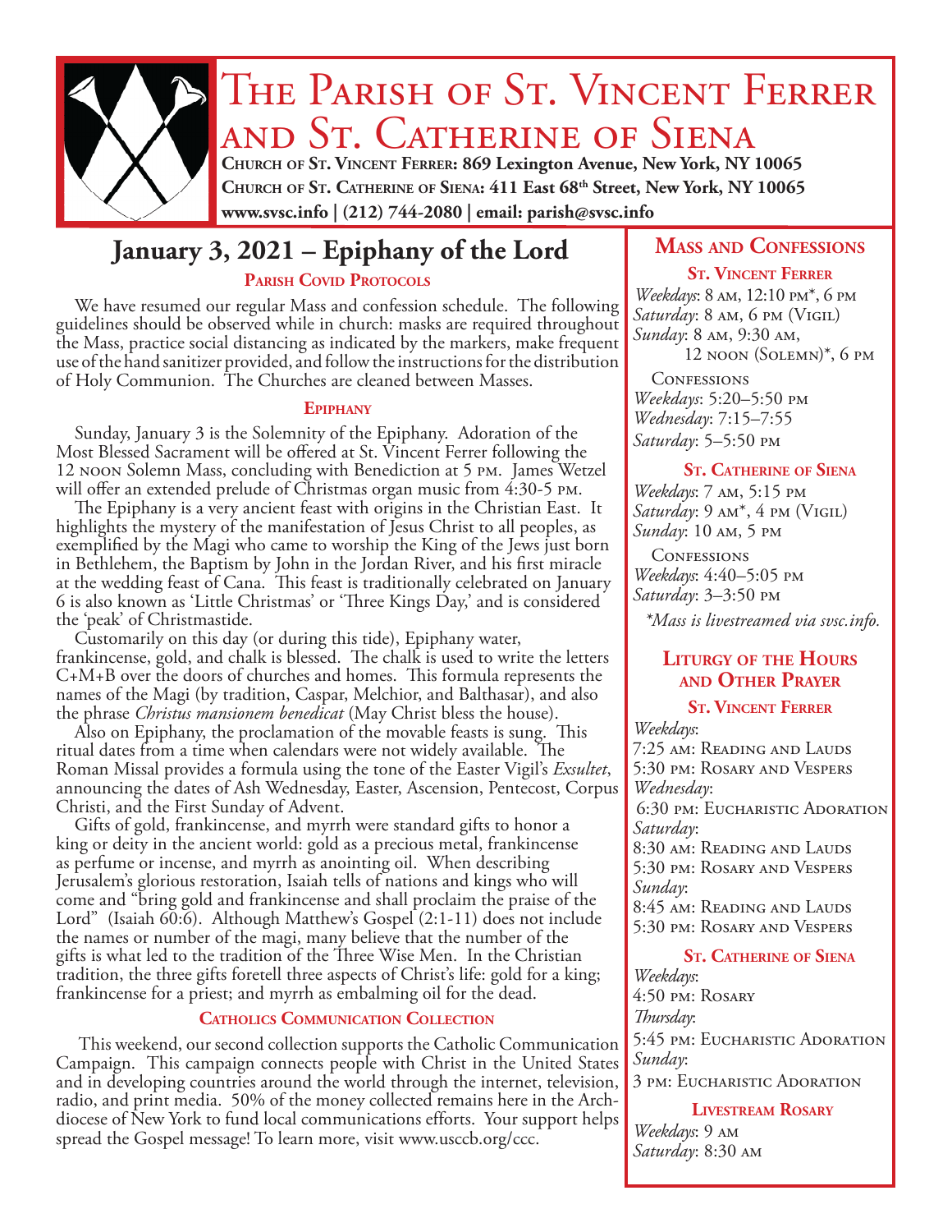# The Parish of St. Vincent Ferrer and St. Catherine of Siena

**Church of St. Vincent Ferrer: 869 Lexington Avenue, New York, NY 10065**
**Church of St. Catherine of Siena: 411 East 68th Street, New York, NY 10065**
**www.svsc.info | (212) 744-2080 | email: parish@svsc.info**

## January 3, 2021 – Epiphany of the Lord

### Parish Covid Protocols

We have resumed our regular Mass and confession schedule. The following guidelines should be observed while in church: masks are required throughout the Mass, practice social distancing as indicated by the markers, make frequent use of the hand sanitizer provided, and follow the instructions for the distribution of Holy Communion. The Churches are cleaned between Masses.

### Epiphany

Sunday, January 3 is the Solemnity of the Epiphany. Adoration of the Most Blessed Sacrament will be offered at St. Vincent Ferrer following the 12 noon Solemn Mass, concluding with Benediction at 5 pm. James Wetzel will offer an extended prelude of Christmas organ music from 4:30-5 pm.

The Epiphany is a very ancient feast with origins in the Christian East. It highlights the mystery of the manifestation of Jesus Christ to all peoples, as exemplified by the Magi who came to worship the King of the Jews just born in Bethlehem, the Baptism by John in the Jordan River, and his first miracle at the wedding feast of Cana. This feast is traditionally celebrated on January 6 is also known as 'Little Christmas' or 'Three Kings Day,' and is considered the 'peak' of Christmastide.

Customarily on this day (or during this tide), Epiphany water, frankincense, gold, and chalk is blessed. The chalk is used to write the letters C+M+B over the doors of churches and homes. This formula represents the names of the Magi (by tradition, Caspar, Melchior, and Balthasar), and also the phrase *Christus mansionem benedicat* (May Christ bless the house).

Also on Epiphany, the proclamation of the movable feasts is sung. This ritual dates from a time when calendars were not widely available. The Roman Missal provides a formula using the tone of the Easter Vigil's *Exsultet*, announcing the dates of Ash Wednesday, Easter, Ascension, Pentecost, Corpus Christi, and the First Sunday of Advent.

Gifts of gold, frankincense, and myrrh were standard gifts to honor a king or deity in the ancient world: gold as a precious metal, frankincense as perfume or incense, and myrrh as anointing oil. When describing Jerusalem's glorious restoration, Isaiah tells of nations and kings who will come and "bring gold and frankincense and shall proclaim the praise of the Lord" (Isaiah 60:6). Although Matthew's Gospel (2:1-11) does not include the names or number of the magi, many believe that the number of the gifts is what led to the tradition of the Three Wise Men. In the Christian tradition, the three gifts foretell three aspects of Christ's life: gold for a king; frankincense for a priest; and myrrh as embalming oil for the dead.

### Catholics Communication Collection

This weekend, our second collection supports the Catholic Communication Campaign. This campaign connects people with Christ in the United States and in developing countries around the world through the internet, television, radio, and print media. 50% of the money collected remains here in the Archdiocese of New York to fund local communications efforts. Your support helps spread the Gospel message! To learn more, visit www.usccb.org/ccc.

## Mass and Confessions

### St. Vincent Ferrer

*Weekdays*: 8 am, 12:10 pm*, 6 pm
*Saturday*: 8 am, 6 pm (Vigil)
*Sunday*: 8 am, 9:30 am, 12 noon (Solemn)*, 6 pm

Confessions
*Weekdays*: 5:20–5:50 pm
*Wednesday*: 7:15–7:55
*Saturday*: 5–5:50 pm

### St. Catherine of Siena

*Weekdays*: 7 am, 5:15 pm
*Saturday*: 9 am*, 4 pm (Vigil)
*Sunday*: 10 am, 5 pm

Confessions
*Weekdays*: 4:40–5:05 pm
*Saturday*: 3–3:50 pm

*\*Mass is livestreamed via svsc.info.*

## Liturgy of the Hours and Other Prayer

### St. Vincent Ferrer

*Weekdays*:
7:25 am: Reading and Lauds
5:30 pm: Rosary and Vespers
*Wednesday*:
6:30 pm: Eucharistic Adoration
*Saturday*:
8:30 am: Reading and Lauds
5:30 pm: Rosary and Vespers
*Sunday*:
8:45 am: Reading and Lauds
5:30 pm: Rosary and Vespers

### St. Catherine of Siena

*Weekdays*:
4:50 pm: Rosary
*Thursday*:
5:45 pm: Eucharistic Adoration
*Sunday*:
3 pm: Eucharistic Adoration

### Livestream Rosary

*Weekdays*: 9 am
*Saturday*: 8:30 am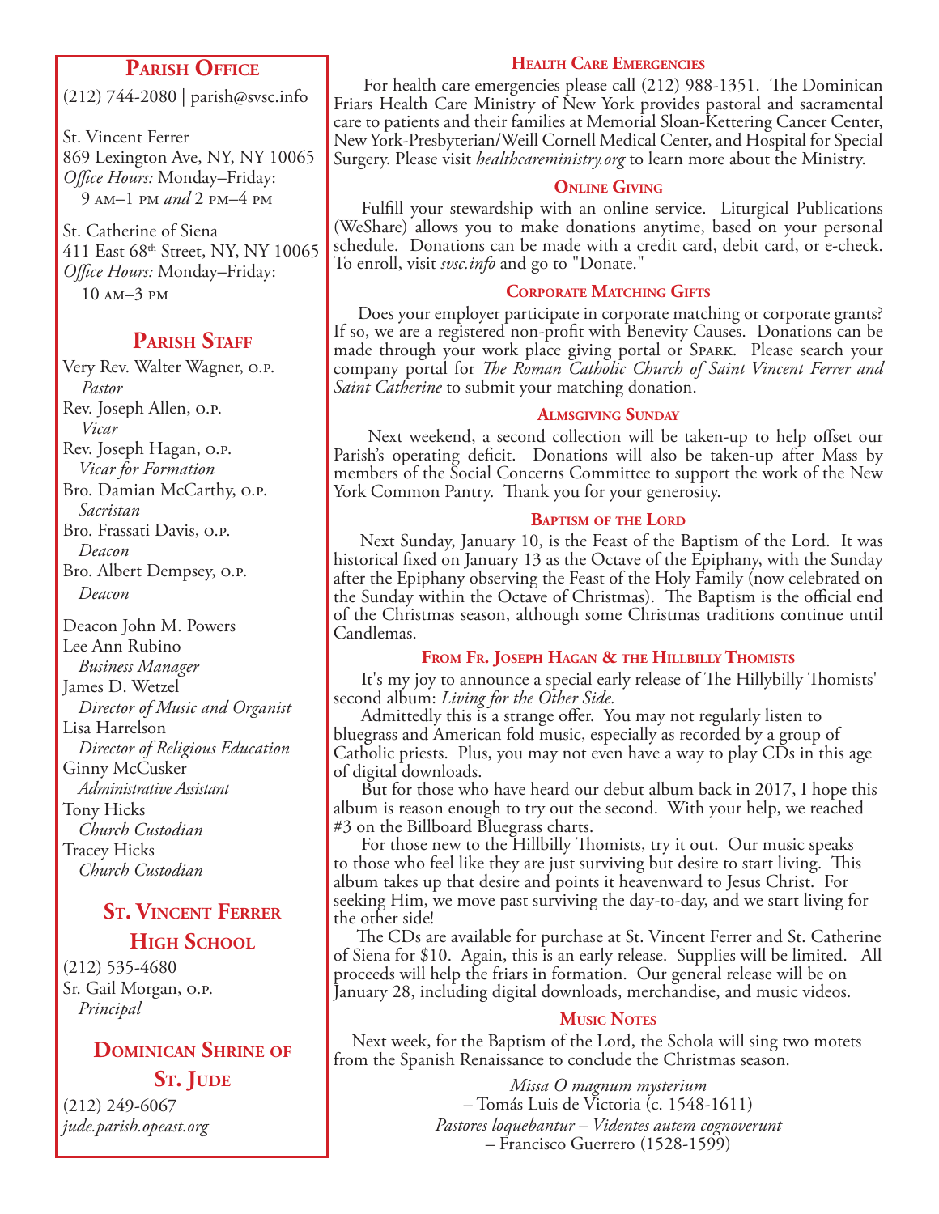## Parish Office

(212) 744-2080 | parish@svsc.info

St. Vincent Ferrer
869 Lexington Ave, NY, NY 10065
*Office Hours:* Monday–Friday:
9 am–1 pm *and* 2 pm–4 pm

St. Catherine of Siena
411 East 68th Street, NY, NY 10065
*Office Hours:* Monday–Friday:
10 am–3 pm

## Parish Staff

Very Rev. Walter Wagner, o.p.
*Pastor*
Rev. Joseph Allen, o.p.
*Vicar*
Rev. Joseph Hagan, o.p.
*Vicar for Formation*
Bro. Damian McCarthy, o.p.
*Sacristan*
Bro. Frassati Davis, o.p.
*Deacon*
Bro. Albert Dempsey, o.p.
*Deacon*

Deacon John M. Powers
Lee Ann Rubino
*Business Manager*
James D. Wetzel
*Director of Music and Organist*
Lisa Harrelson
*Director of Religious Education*
Ginny McCusker
*Administrative Assistant*
Tony Hicks
*Church Custodian*
Tracey Hicks
*Church Custodian*

## St. Vincent Ferrer High School

(212) 535-4680
Sr. Gail Morgan, o.p.
*Principal*

## Dominican Shrine of St. Jude

(212) 249-6067
*jude.parish.opeast.org*

### Health Care Emergencies

For health care emergencies please call (212) 988-1351. The Dominican Friars Health Care Ministry of New York provides pastoral and sacramental care to patients and their families at Memorial Sloan-Kettering Cancer Center, New York-Presbyterian/Weill Cornell Medical Center, and Hospital for Special Surgery. Please visit *healthcareministry.org* to learn more about the Ministry.

### Online Giving

Fulfill your stewardship with an online service. Liturgical Publications (WeShare) allows you to make donations anytime, based on your personal schedule. Donations can be made with a credit card, debit card, or e-check. To enroll, visit *svsc.info* and go to "Donate."

### Corporate Matching Gifts

Does your employer participate in corporate matching or corporate grants? If so, we are a registered non-profit with Benevity Causes. Donations can be made through your work place giving portal or Spark. Please search your company portal for *The Roman Catholic Church of Saint Vincent Ferrer and Saint Catherine* to submit your matching donation.

### Almsgiving Sunday

Next weekend, a second collection will be taken-up to help offset our Parish's operating deficit. Donations will also be taken-up after Mass by members of the Social Concerns Committee to support the work of the New York Common Pantry. Thank you for your generosity.

### Baptism of the Lord

Next Sunday, January 10, is the Feast of the Baptism of the Lord. It was historical fixed on January 13 as the Octave of the Epiphany, with the Sunday after the Epiphany observing the Feast of the Holy Family (now celebrated on the Sunday within the Octave of Christmas). The Baptism is the official end of the Christmas season, although some Christmas traditions continue until Candlemas.

### From Fr. Joseph Hagan & the Hillbilly Thomists

It's my joy to announce a special early release of The Hillybilly Thomists' second album: *Living for the Other Side.*

Admittedly this is a strange offer. You may not regularly listen to bluegrass and American fold music, especially as recorded by a group of Catholic priests. Plus, you may not even have a way to play CDs in this age of digital downloads.

But for those who have heard our debut album back in 2017, I hope this album is reason enough to try out the second. With your help, we reached #3 on the Billboard Bluegrass charts.

For those new to the Hillbilly Thomists, try it out. Our music speaks to those who feel like they are just surviving but desire to start living. This album takes up that desire and points it heavenward to Jesus Christ. For seeking Him, we move past surviving the day-to-day, and we start living for the other side!

The CDs are available for purchase at St. Vincent Ferrer and St. Catherine of Siena for $10. Again, this is an early release. Supplies will be limited. All proceeds will help the friars in formation. Our general release will be on January 28, including digital downloads, merchandise, and music videos.

### Music Notes

Next week, for the Baptism of the Lord, the Schola will sing two motets from the Spanish Renaissance to conclude the Christmas season.

*Missa O magnum mysterium*
– Tomás Luis de Victoria (c. 1548-1611)
*Pastores loquebantur – Videntes autem cognoverunt*
– Francisco Guerrero (1528-1599)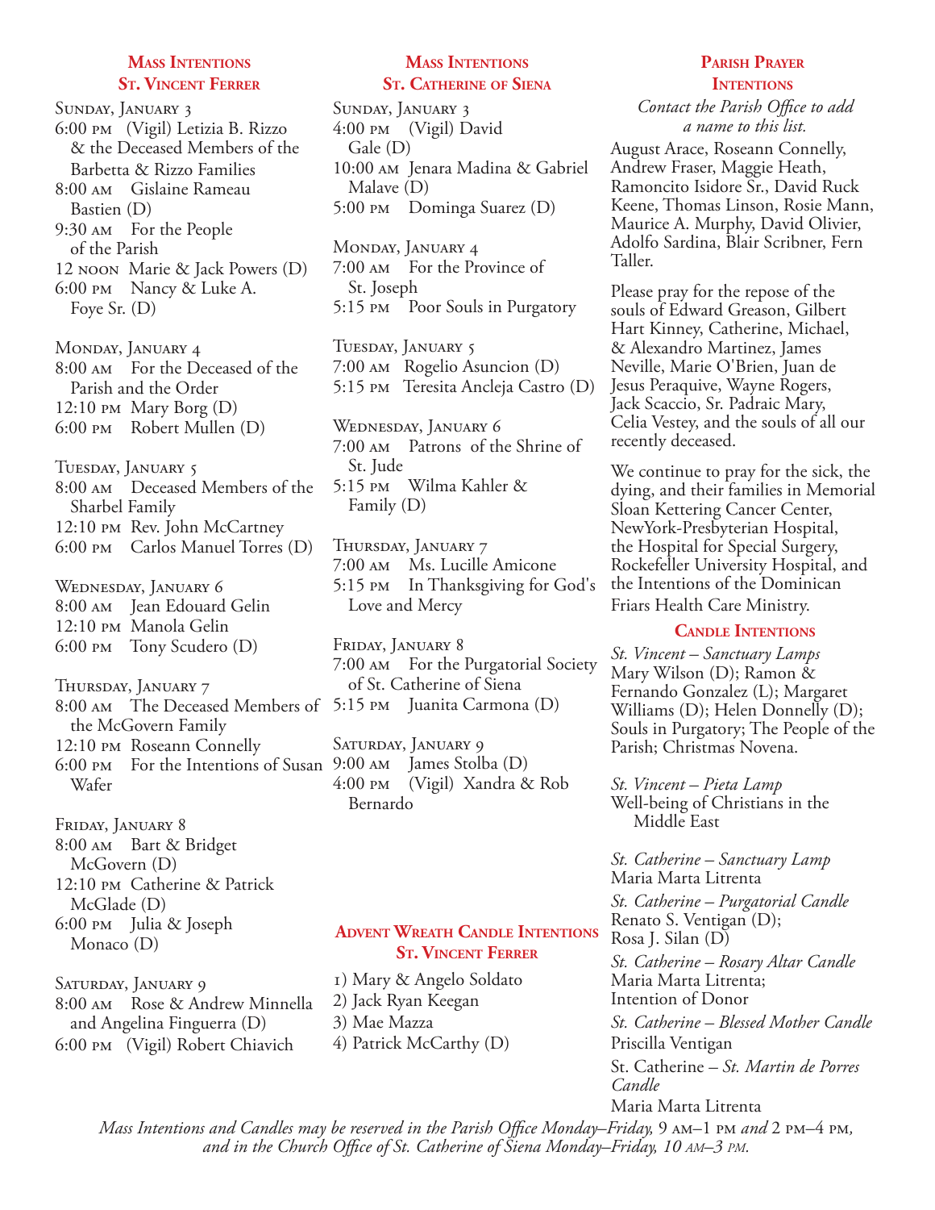## Mass Intentions
### St. Vincent Ferrer

**Sunday, January 3**
6:00 PM (Vigil) Letizia B. Rizzo & the Deceased Members of the Barbetta & Rizzo Families
8:00 AM Gislaine Rameau Bastien (D)
9:30 AM For the People of the Parish
12 NOON Marie & Jack Powers (D)
6:00 PM Nancy & Luke A. Foye Sr. (D)

**Monday, January 4**
8:00 AM For the Deceased of the Parish and the Order
12:10 PM Mary Borg (D)
6:00 PM Robert Mullen (D)

**Tuesday, January 5**
8:00 AM Deceased Members of the Sharbel Family
12:10 PM Rev. John McCartney
6:00 PM Carlos Manuel Torres (D)

**Wednesday, January 6**
8:00 AM Jean Edouard Gelin
12:10 PM Manola Gelin
6:00 PM Tony Scudero (D)

**Thursday, January 7**
8:00 AM The Deceased Members of the McGovern Family
12:10 PM Roseann Connelly
6:00 PM For the Intentions of Susan Wafer

**Friday, January 8**
8:00 AM Bart & Bridget McGovern (D)
12:10 PM Catherine & Patrick McGlade (D)
6:00 PM Julia & Joseph Monaco (D)

**Saturday, January 9**
8:00 AM Rose & Andrew Minnella and Angelina Finguerra (D)
6:00 PM (Vigil) Robert Chiavich

## Mass Intentions
### St. Catherine of Siena

**Sunday, January 3**
4:00 PM (Vigil) David Gale (D)
10:00 AM Jenara Madina & Gabriel Malave (D)
5:00 PM Dominga Suarez (D)

**Monday, January 4**
7:00 AM For the Province of St. Joseph
5:15 PM Poor Souls in Purgatory

**Tuesday, January 5**
7:00 AM Rogelio Asuncion (D)
5:15 PM Teresita Ancleja Castro (D)

**Wednesday, January 6**
7:00 AM Patrons of the Shrine of St. Jude
5:15 PM Wilma Kahler & Family (D)

**Thursday, January 7**
7:00 AM Ms. Lucille Amicone
5:15 PM In Thanksgiving for God's Love and Mercy

**Friday, January 8**
7:00 AM For the Purgatorial Society of St. Catherine of Siena
5:15 PM Juanita Carmona (D)

**Saturday, January 9**
9:00 AM James Stolba (D)
4:00 PM (Vigil) Xandra & Rob Bernardo

## Advent Wreath Candle Intentions
### St. Vincent Ferrer

1) Mary & Angelo Soldato
2) Jack Ryan Keegan
3) Mae Mazza
4) Patrick McCarthy (D)

## Parish Prayer Intentions

*Contact the Parish Office to add a name to this list.*

August Arace, Roseann Connelly, Andrew Fraser, Maggie Heath, Ramoncito Isidore Sr., David Ruck Keene, Thomas Linson, Rosie Mann, Maurice A. Murphy, David Olivier, Adolfo Sardina, Blair Scribner, Fern Taller.

Please pray for the repose of the souls of Edward Greason, Gilbert Hart Kinney, Catherine, Michael, & Alexandro Martinez, James Neville, Marie O'Brien, Juan de Jesus Peraquive, Wayne Rogers, Jack Scaccio, Sr. Padraic Mary, Celia Vestey, and the souls of all our recently deceased.

We continue to pray for the sick, the dying, and their families in Memorial Sloan Kettering Cancer Center, NewYork-Presbyterian Hospital, the Hospital for Special Surgery, Rockefeller University Hospital, and the Intentions of the Dominican Friars Health Care Ministry.

## Candle Intentions

*St. Vincent – Sanctuary Lamps*
Mary Wilson (D); Ramon & Fernando Gonzalez (L); Margaret Williams (D); Helen Donnelly (D); Souls in Purgatory; The People of the Parish; Christmas Novena.

*St. Vincent – Pieta Lamp*
Well-being of Christians in the Middle East

*St. Catherine – Sanctuary Lamp*
Maria Marta Litrenta

*St. Catherine – Purgatorial Candle*
Renato S. Ventigan (D);
Rosa J. Silan (D)

*St. Catherine – Rosary Altar Candle*
Maria Marta Litrenta;
Intention of Donor

*St. Catherine – Blessed Mother Candle*
Priscilla Ventigan

St. Catherine – *St. Martin de Porres Candle*
Maria Marta Litrenta

*Mass Intentions and Candles may be reserved in the Parish Office Monday–Friday,* 9 AM–1 PM *and* 2 PM–4 PM, *and in the Church Office of St. Catherine of Siena Monday–Friday, 10 AM–3 PM.*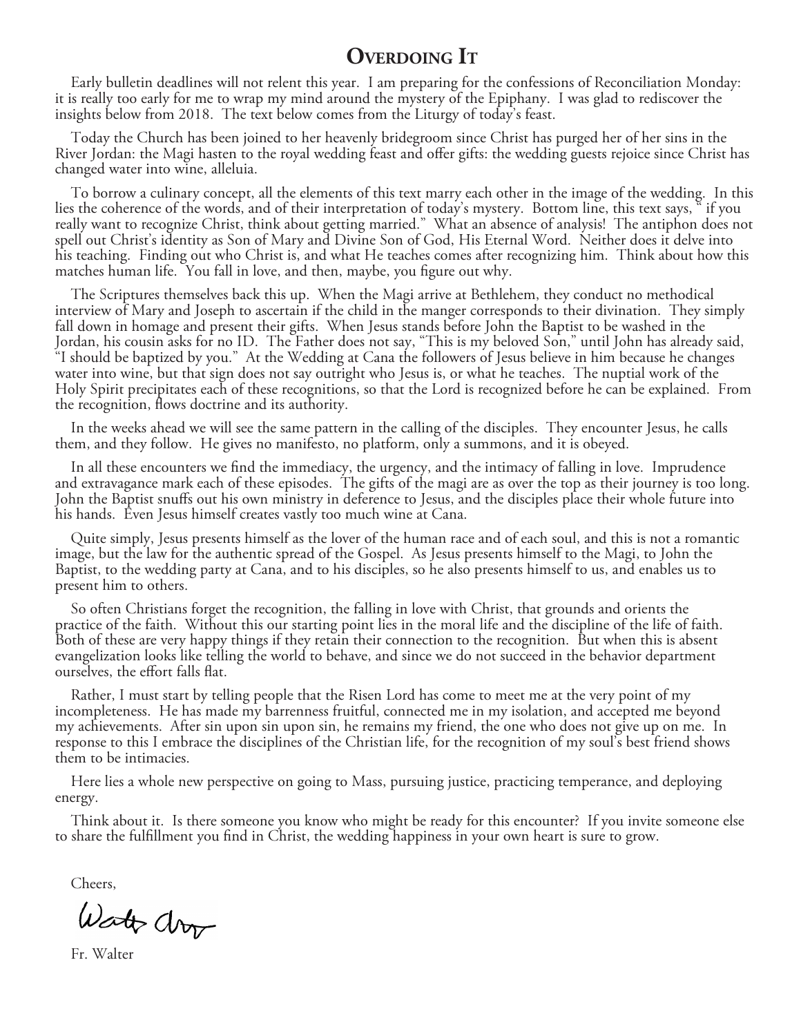# Overdoing It

Early bulletin deadlines will not relent this year. I am preparing for the confessions of Reconciliation Monday: it is really too early for me to wrap my mind around the mystery of the Epiphany. I was glad to rediscover the insights below from 2018. The text below comes from the Liturgy of today's feast.

Today the Church has been joined to her heavenly bridegroom since Christ has purged her of her sins in the River Jordan: the Magi hasten to the royal wedding feast and offer gifts: the wedding guests rejoice since Christ has changed water into wine, alleluia.

To borrow a culinary concept, all the elements of this text marry each other in the image of the wedding. In this lies the coherence of the words, and of their interpretation of today's mystery. Bottom line, this text says, " if you really want to recognize Christ, think about getting married." What an absence of analysis! The antiphon does not spell out Christ's identity as Son of Mary and Divine Son of God, His Eternal Word. Neither does it delve into his teaching. Finding out who Christ is, and what He teaches comes after recognizing him. Think about how this matches human life. You fall in love, and then, maybe, you figure out why.

The Scriptures themselves back this up. When the Magi arrive at Bethlehem, they conduct no methodical interview of Mary and Joseph to ascertain if the child in the manger corresponds to their divination. They simply fall down in homage and present their gifts. When Jesus stands before John the Baptist to be washed in the Jordan, his cousin asks for no ID. The Father does not say, "This is my beloved Son," until John has already said, "I should be baptized by you." At the Wedding at Cana the followers of Jesus believe in him because he changes water into wine, but that sign does not say outright who Jesus is, or what he teaches. The nuptial work of the Holy Spirit precipitates each of these recognitions, so that the Lord is recognized before he can be explained. From the recognition, flows doctrine and its authority.

In the weeks ahead we will see the same pattern in the calling of the disciples. They encounter Jesus, he calls them, and they follow. He gives no manifesto, no platform, only a summons, and it is obeyed.

In all these encounters we find the immediacy, the urgency, and the intimacy of falling in love. Imprudence and extravagance mark each of these episodes. The gifts of the magi are as over the top as their journey is too long. John the Baptist snuffs out his own ministry in deference to Jesus, and the disciples place their whole future into his hands. Even Jesus himself creates vastly too much wine at Cana.

Quite simply, Jesus presents himself as the lover of the human race and of each soul, and this is not a romantic image, but the law for the authentic spread of the Gospel. As Jesus presents himself to the Magi, to John the Baptist, to the wedding party at Cana, and to his disciples, so he also presents himself to us, and enables us to present him to others.

So often Christians forget the recognition, the falling in love with Christ, that grounds and orients the practice of the faith. Without this our starting point lies in the moral life and the discipline of the life of faith. Both of these are very happy things if they retain their connection to the recognition. But when this is absent evangelization looks like telling the world to behave, and since we do not succeed in the behavior department ourselves, the effort falls flat.

Rather, I must start by telling people that the Risen Lord has come to meet me at the very point of my incompleteness. He has made my barrenness fruitful, connected me in my isolation, and accepted me beyond my achievements. After sin upon sin upon sin, he remains my friend, the one who does not give up on me. In response to this I embrace the disciplines of the Christian life, for the recognition of my soul's best friend shows them to be intimacies.

Here lies a whole new perspective on going to Mass, pursuing justice, practicing temperance, and deploying energy.

Think about it. Is there someone you know who might be ready for this encounter? If you invite someone else to share the fulfillment you find in Christ, the wedding happiness in your own heart is sure to grow.

Cheers,

Fr. Walter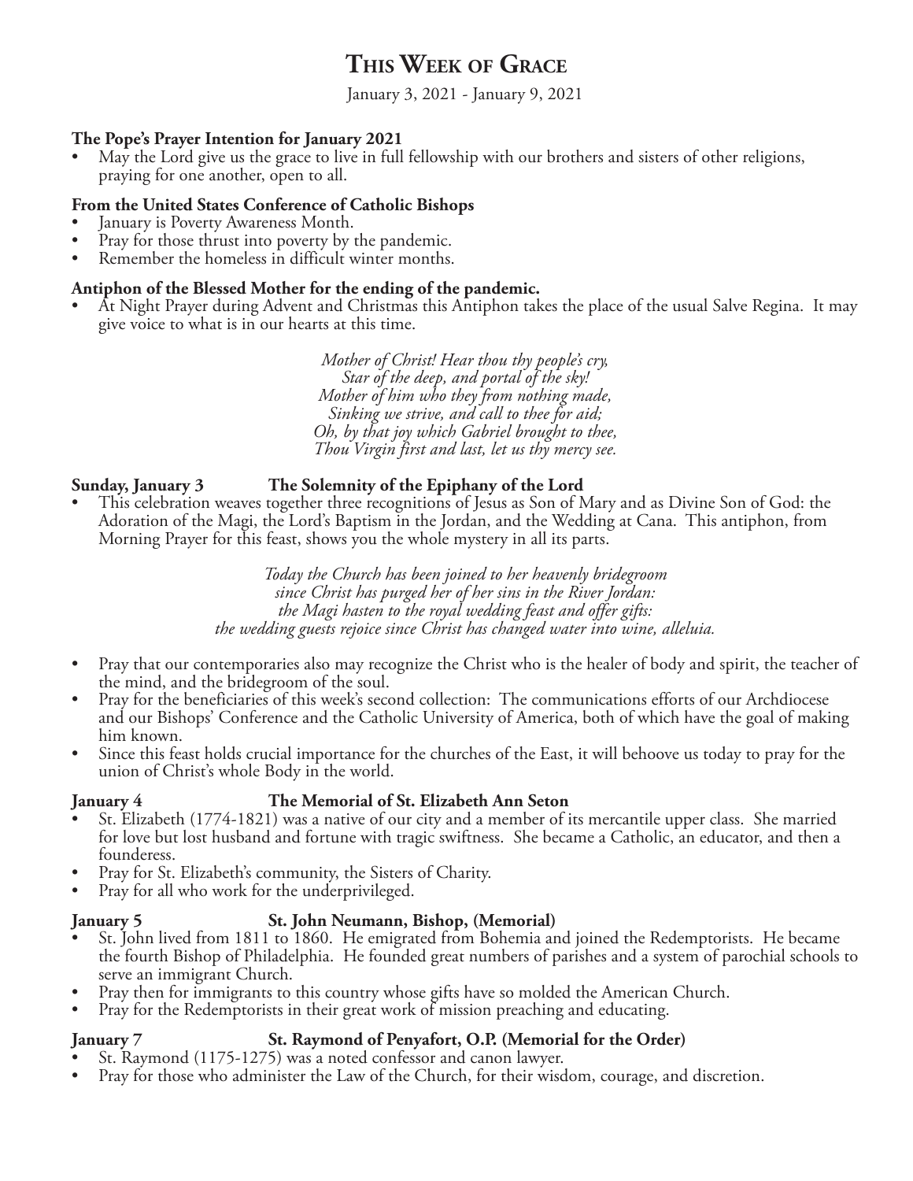# This Week of Grace

January 3, 2021 - January 9, 2021

**The Pope's Prayer Intention for January 2021**

- May the Lord give us the grace to live in full fellowship with our brothers and sisters of other religions, praying for one another, open to all.

**From the United States Conference of Catholic Bishops**

- January is Poverty Awareness Month.
- Pray for those thrust into poverty by the pandemic.
- Remember the homeless in difficult winter months.

**Antiphon of the Blessed Mother for the ending of the pandemic.**

- At Night Prayer during Advent and Christmas this Antiphon takes the place of the usual Salve Regina. It may give voice to what is in our hearts at this time.

*Mother of Christ! Hear thou thy people's cry,*
*Star of the deep, and portal of the sky!*
*Mother of him who they from nothing made,*
*Sinking we strive, and call to thee for aid;*
*Oh, by that joy which Gabriel brought to thee,*
*Thou Virgin first and last, let us thy mercy see.*

**Sunday, January 3 — The Solemnity of the Epiphany of the Lord**

- This celebration weaves together three recognitions of Jesus as Son of Mary and as Divine Son of God: the Adoration of the Magi, the Lord's Baptism in the Jordan, and the Wedding at Cana. This antiphon, from Morning Prayer for this feast, shows you the whole mystery in all its parts.

*Today the Church has been joined to her heavenly bridegroom*
*since Christ has purged her of her sins in the River Jordan:*
*the Magi hasten to the royal wedding feast and offer gifts:*
*the wedding guests rejoice since Christ has changed water into wine, alleluia.*

- Pray that our contemporaries also may recognize the Christ who is the healer of body and spirit, the teacher of the mind, and the bridegroom of the soul.
- Pray for the beneficiaries of this week's second collection: The communications efforts of our Archdiocese and our Bishops' Conference and the Catholic University of America, both of which have the goal of making him known.
- Since this feast holds crucial importance for the churches of the East, it will behoove us today to pray for the union of Christ's whole Body in the world.

**January 4 — The Memorial of St. Elizabeth Ann Seton**

- St. Elizabeth (1774-1821) was a native of our city and a member of its mercantile upper class. She married for love but lost husband and fortune with tragic swiftness. She became a Catholic, an educator, and then a founderess.
- Pray for St. Elizabeth's community, the Sisters of Charity.
- Pray for all who work for the underprivileged.

**January 5 — St. John Neumann, Bishop, (Memorial)**

- St. John lived from 1811 to 1860. He emigrated from Bohemia and joined the Redemptorists. He became the fourth Bishop of Philadelphia. He founded great numbers of parishes and a system of parochial schools to serve an immigrant Church.
- Pray then for immigrants to this country whose gifts have so molded the American Church.
- Pray for the Redemptorists in their great work of mission preaching and educating.

**January 7 — St. Raymond of Penyafort, O.P. (Memorial for the Order)**

- St. Raymond (1175-1275) was a noted confessor and canon lawyer.
- Pray for those who administer the Law of the Church, for their wisdom, courage, and discretion.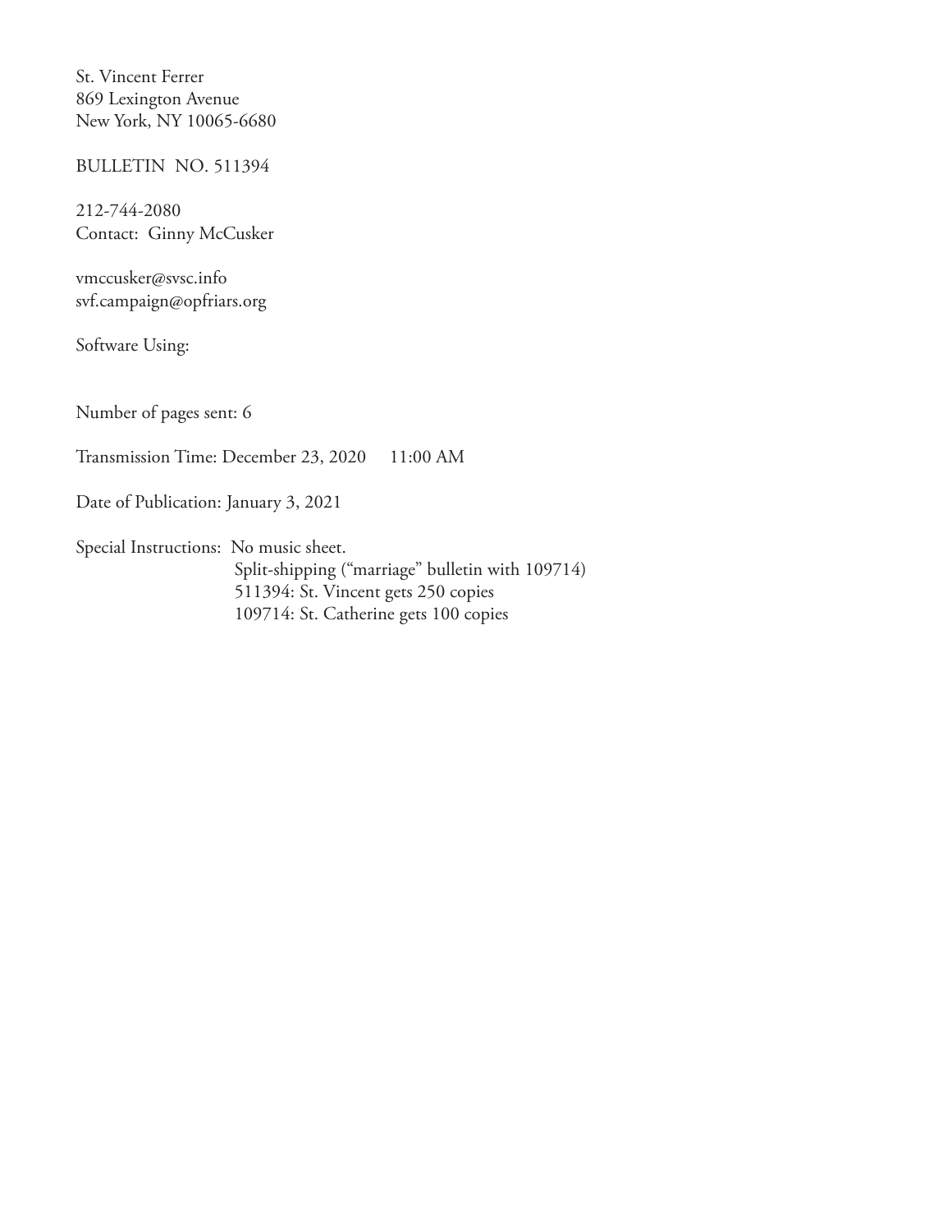St. Vincent Ferrer
869 Lexington Avenue
New York, NY 10065-6680

BULLETIN NO. 511394

212-744-2080
Contact: Ginny McCusker

vmccusker@svsc.info
svf.campaign@opfriars.org

Software Using:

Number of pages sent: 6

Transmission Time: December 23, 2020 11:00 AM

Date of Publication: January 3, 2021

Special Instructions: No music sheet.
Split-shipping ("marriage" bulletin with 109714)
511394: St. Vincent gets 250 copies
109714: St. Catherine gets 100 copies